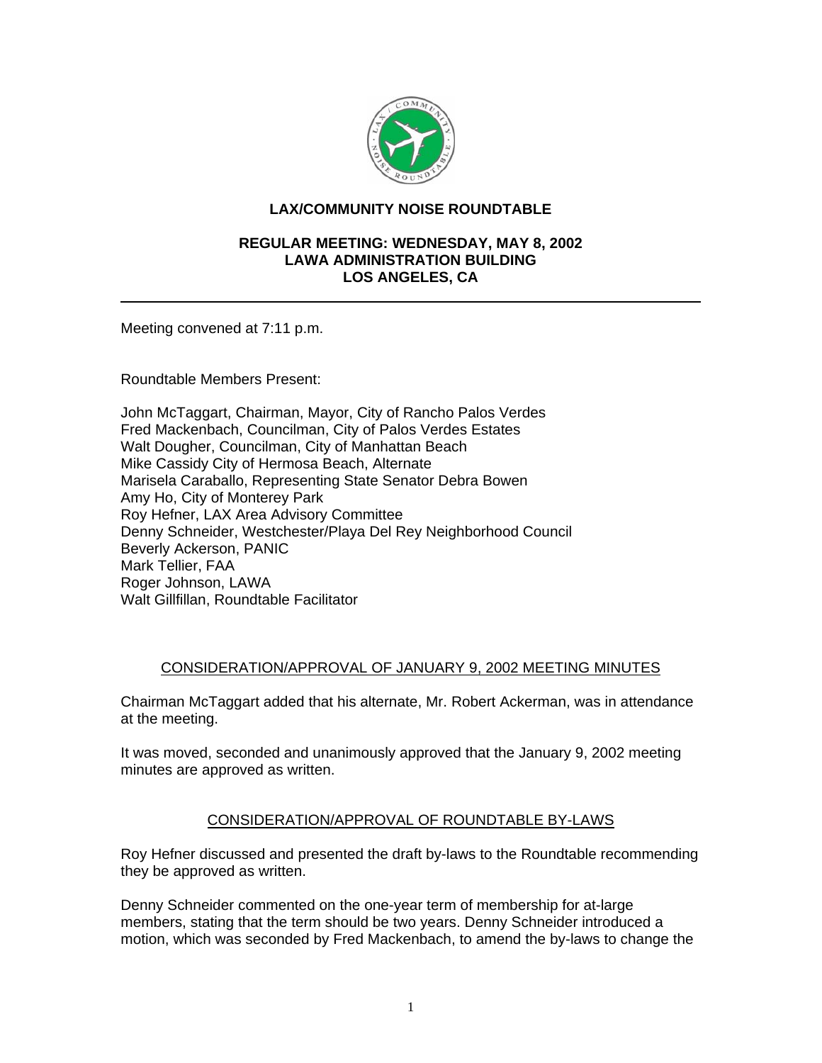# LAX/COMMUNITY NOISE ROUNDTABLE

## REGULAR MEETING: WEDNESDAY, MAY 8, 2002
## LAWA ADMINISTRATION BUILDING
## LOS ANGELES, CA

---

Meeting convened at 7:11 p.m.

Roundtable Members Present:

John McTaggart, Chairman, Mayor, City of Rancho Palos Verdes
Fred Mackenbach, Councilman, City of Palos Verdes Estates
Walt Dougher, Councilman, City of Manhattan Beach
Mike Cassidy City of Hermosa Beach, Alternate
Marisela Caraballo, Representing State Senator Debra Bowen
Amy Ho, City of Monterey Park
Roy Hefner, LAX Area Advisory Committee
Denny Schneider, Westchester/Playa Del Rey Neighborhood Council
Beverly Ackerson, PANIC
Mark Tellier, FAA
Roger Johnson, LAWA
Walt Gillfillan, Roundtable Facilitator

### CONSIDERATION/APPROVAL OF JANUARY 9, 2002 MEETING MINUTES

Chairman McTaggart added that his alternate, Mr. Robert Ackerman, was in attendance at the meeting.

It was moved, seconded and unanimously approved that the January 9, 2002 meeting minutes are approved as written.

### CONSIDERATION/APPROVAL OF ROUNDTABLE BY-LAWS

Roy Hefner discussed and presented the draft by-laws to the Roundtable recommending they be approved as written.

Denny Schneider commented on the one-year term of membership for at-large members, stating that the term should be two years. Denny Schneider introduced a motion, which was seconded by Fred Mackenbach, to amend the by-laws to change the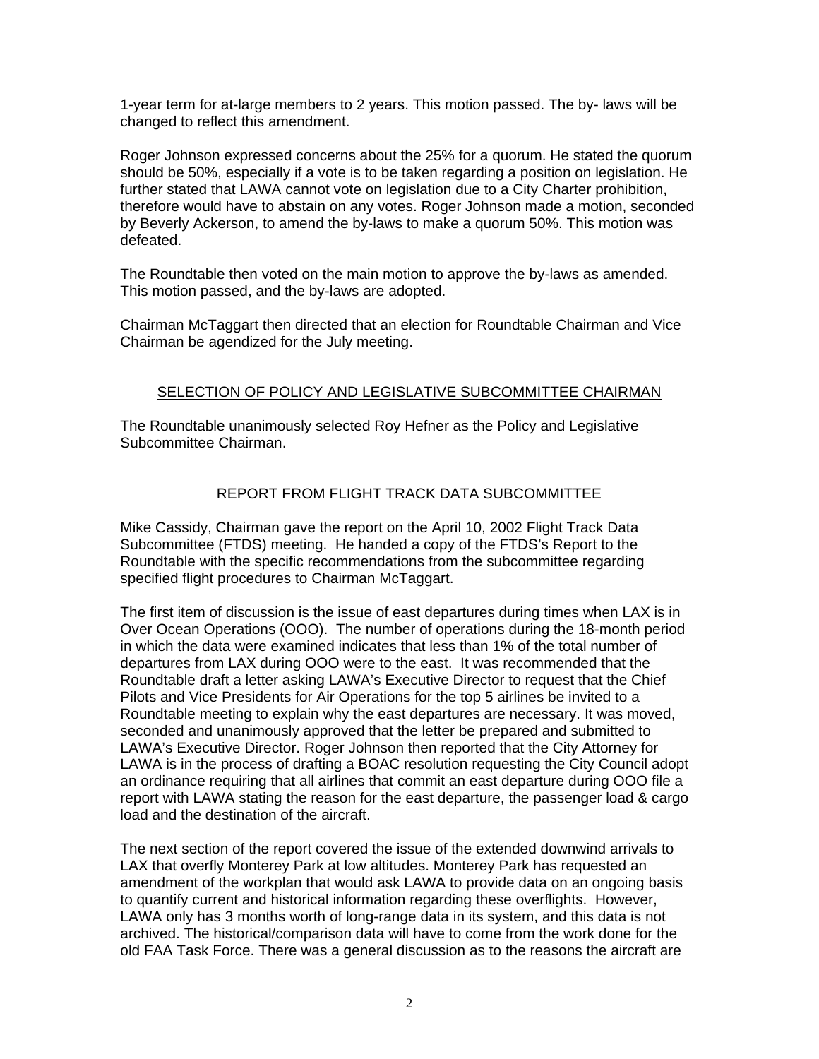1-year term for at-large members to 2 years. This motion passed. The by- laws will be changed to reflect this amendment.

Roger Johnson expressed concerns about the 25% for a quorum. He stated the quorum should be 50%, especially if a vote is to be taken regarding a position on legislation. He further stated that LAWA cannot vote on legislation due to a City Charter prohibition, therefore would have to abstain on any votes. Roger Johnson made a motion, seconded by Beverly Ackerson, to amend the by-laws to make a quorum 50%. This motion was defeated.

The Roundtable then voted on the main motion to approve the by-laws as amended. This motion passed, and the by-laws are adopted.

Chairman McTaggart then directed that an election for Roundtable Chairman and Vice Chairman be agendized for the July meeting.

## SELECTION OF POLICY AND LEGISLATIVE SUBCOMMITTEE CHAIRMAN

The Roundtable unanimously selected Roy Hefner as the Policy and Legislative Subcommittee Chairman.

## REPORT FROM FLIGHT TRACK DATA SUBCOMMITTEE

Mike Cassidy, Chairman gave the report on the April 10, 2002 Flight Track Data Subcommittee (FTDS) meeting. He handed a copy of the FTDS's Report to the Roundtable with the specific recommendations from the subcommittee regarding specified flight procedures to Chairman McTaggart.

The first item of discussion is the issue of east departures during times when LAX is in Over Ocean Operations (OOO). The number of operations during the 18-month period in which the data were examined indicates that less than 1% of the total number of departures from LAX during OOO were to the east. It was recommended that the Roundtable draft a letter asking LAWA's Executive Director to request that the Chief Pilots and Vice Presidents for Air Operations for the top 5 airlines be invited to a Roundtable meeting to explain why the east departures are necessary. It was moved, seconded and unanimously approved that the letter be prepared and submitted to LAWA's Executive Director. Roger Johnson then reported that the City Attorney for LAWA is in the process of drafting a BOAC resolution requesting the City Council adopt an ordinance requiring that all airlines that commit an east departure during OOO file a report with LAWA stating the reason for the east departure, the passenger load & cargo load and the destination of the aircraft.

The next section of the report covered the issue of the extended downwind arrivals to LAX that overfly Monterey Park at low altitudes. Monterey Park has requested an amendment of the workplan that would ask LAWA to provide data on an ongoing basis to quantify current and historical information regarding these overflights. However, LAWA only has 3 months worth of long-range data in its system, and this data is not archived. The historical/comparison data will have to come from the work done for the old FAA Task Force. There was a general discussion as to the reasons the aircraft are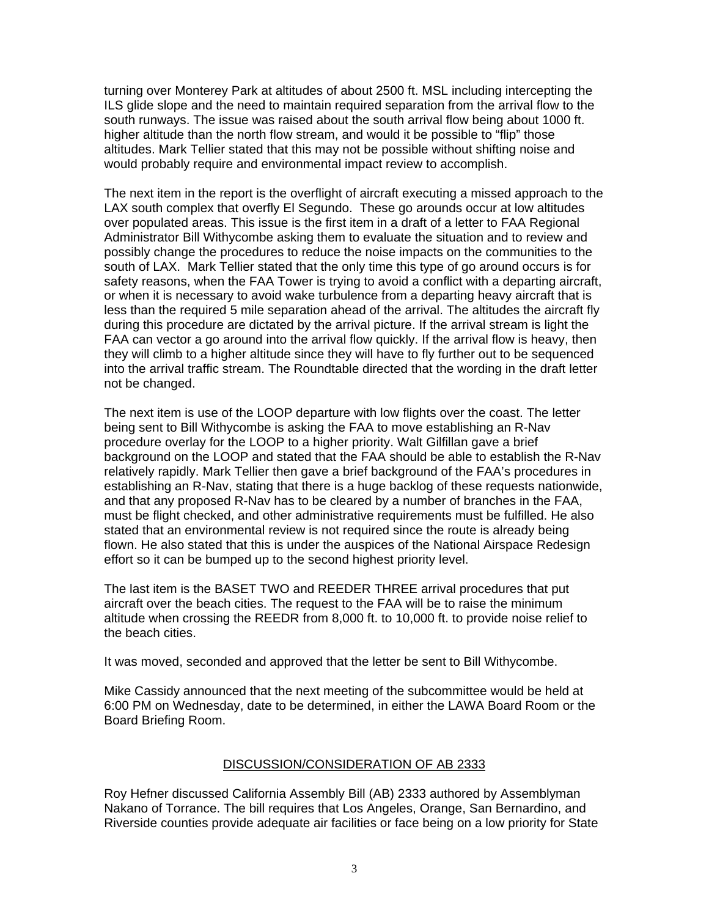turning over Monterey Park at altitudes of about 2500 ft. MSL including intercepting the ILS glide slope and the need to maintain required separation from the arrival flow to the south runways. The issue was raised about the south arrival flow being about 1000 ft. higher altitude than the north flow stream, and would it be possible to "flip" those altitudes. Mark Tellier stated that this may not be possible without shifting noise and would probably require and environmental impact review to accomplish.

The next item in the report is the overflight of aircraft executing a missed approach to the LAX south complex that overfly El Segundo. These go arounds occur at low altitudes over populated areas. This issue is the first item in a draft of a letter to FAA Regional Administrator Bill Withycombe asking them to evaluate the situation and to review and possibly change the procedures to reduce the noise impacts on the communities to the south of LAX. Mark Tellier stated that the only time this type of go around occurs is for safety reasons, when the FAA Tower is trying to avoid a conflict with a departing aircraft, or when it is necessary to avoid wake turbulence from a departing heavy aircraft that is less than the required 5 mile separation ahead of the arrival. The altitudes the aircraft fly during this procedure are dictated by the arrival picture. If the arrival stream is light the FAA can vector a go around into the arrival flow quickly. If the arrival flow is heavy, then they will climb to a higher altitude since they will have to fly further out to be sequenced into the arrival traffic stream. The Roundtable directed that the wording in the draft letter not be changed.

The next item is use of the LOOP departure with low flights over the coast. The letter being sent to Bill Withycombe is asking the FAA to move establishing an R-Nav procedure overlay for the LOOP to a higher priority. Walt Gilfillan gave a brief background on the LOOP and stated that the FAA should be able to establish the R-Nav relatively rapidly. Mark Tellier then gave a brief background of the FAA's procedures in establishing an R-Nav, stating that there is a huge backlog of these requests nationwide, and that any proposed R-Nav has to be cleared by a number of branches in the FAA, must be flight checked, and other administrative requirements must be fulfilled. He also stated that an environmental review is not required since the route is already being flown. He also stated that this is under the auspices of the National Airspace Redesign effort so it can be bumped up to the second highest priority level.

The last item is the BASET TWO and REEDER THREE arrival procedures that put aircraft over the beach cities. The request to the FAA will be to raise the minimum altitude when crossing the REEDR from 8,000 ft. to 10,000 ft. to provide noise relief to the beach cities.

It was moved, seconded and approved that the letter be sent to Bill Withycombe.

Mike Cassidy announced that the next meeting of the subcommittee would be held at 6:00 PM on Wednesday, date to be determined, in either the LAWA Board Room or the Board Briefing Room.

## DISCUSSION/CONSIDERATION OF AB 2333

Roy Hefner discussed California Assembly Bill (AB) 2333 authored by Assemblyman Nakano of Torrance. The bill requires that Los Angeles, Orange, San Bernardino, and Riverside counties provide adequate air facilities or face being on a low priority for State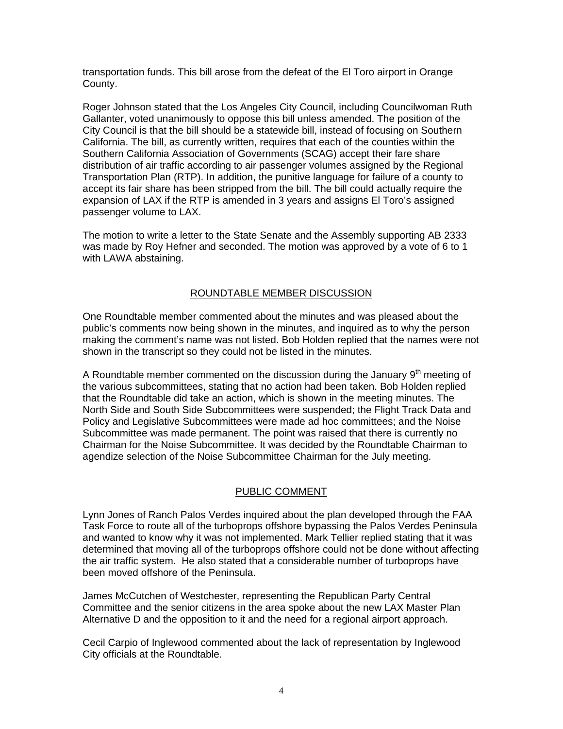transportation funds. This bill arose from the defeat of the El Toro airport in Orange County.

Roger Johnson stated that the Los Angeles City Council, including Councilwoman Ruth Gallanter, voted unanimously to oppose this bill unless amended. The position of the City Council is that the bill should be a statewide bill, instead of focusing on Southern California. The bill, as currently written, requires that each of the counties within the Southern California Association of Governments (SCAG) accept their fare share distribution of air traffic according to air passenger volumes assigned by the Regional Transportation Plan (RTP). In addition, the punitive language for failure of a county to accept its fair share has been stripped from the bill. The bill could actually require the expansion of LAX if the RTP is amended in 3 years and assigns El Toro's assigned passenger volume to LAX.

The motion to write a letter to the State Senate and the Assembly supporting AB 2333 was made by Roy Hefner and seconded. The motion was approved by a vote of 6 to 1 with LAWA abstaining.

## ROUNDTABLE MEMBER DISCUSSION

One Roundtable member commented about the minutes and was pleased about the public's comments now being shown in the minutes, and inquired as to why the person making the comment's name was not listed. Bob Holden replied that the names were not shown in the transcript so they could not be listed in the minutes.

A Roundtable member commented on the discussion during the January 9th meeting of the various subcommittees, stating that no action had been taken. Bob Holden replied that the Roundtable did take an action, which is shown in the meeting minutes. The North Side and South Side Subcommittees were suspended; the Flight Track Data and Policy and Legislative Subcommittees were made ad hoc committees; and the Noise Subcommittee was made permanent. The point was raised that there is currently no Chairman for the Noise Subcommittee. It was decided by the Roundtable Chairman to agendize selection of the Noise Subcommittee Chairman for the July meeting.

## PUBLIC COMMENT

Lynn Jones of Ranch Palos Verdes inquired about the plan developed through the FAA Task Force to route all of the turboprops offshore bypassing the Palos Verdes Peninsula and wanted to know why it was not implemented. Mark Tellier replied stating that it was determined that moving all of the turboprops offshore could not be done without affecting the air traffic system. He also stated that a considerable number of turboprops have been moved offshore of the Peninsula.

James McCutchen of Westchester, representing the Republican Party Central Committee and the senior citizens in the area spoke about the new LAX Master Plan Alternative D and the opposition to it and the need for a regional airport approach.

Cecil Carpio of Inglewood commented about the lack of representation by Inglewood City officials at the Roundtable.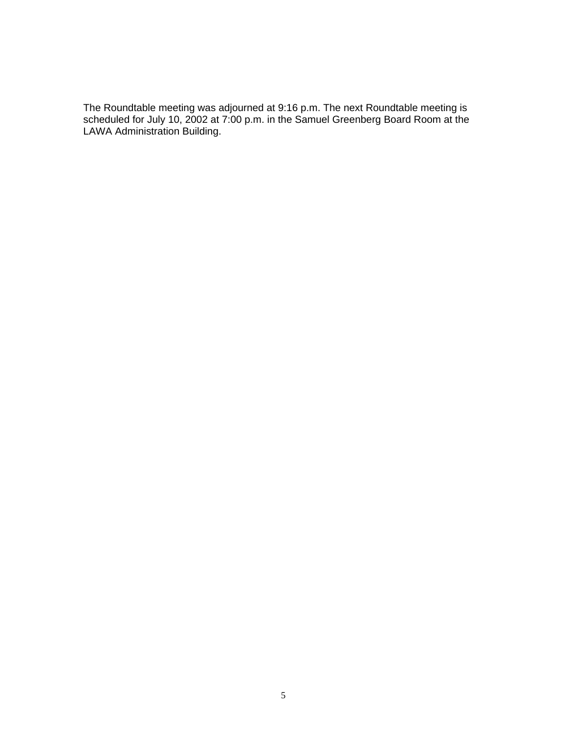The Roundtable meeting was adjourned at 9:16 p.m. The next Roundtable meeting is scheduled for July 10, 2002 at 7:00 p.m. in the Samuel Greenberg Board Room at the LAWA Administration Building.